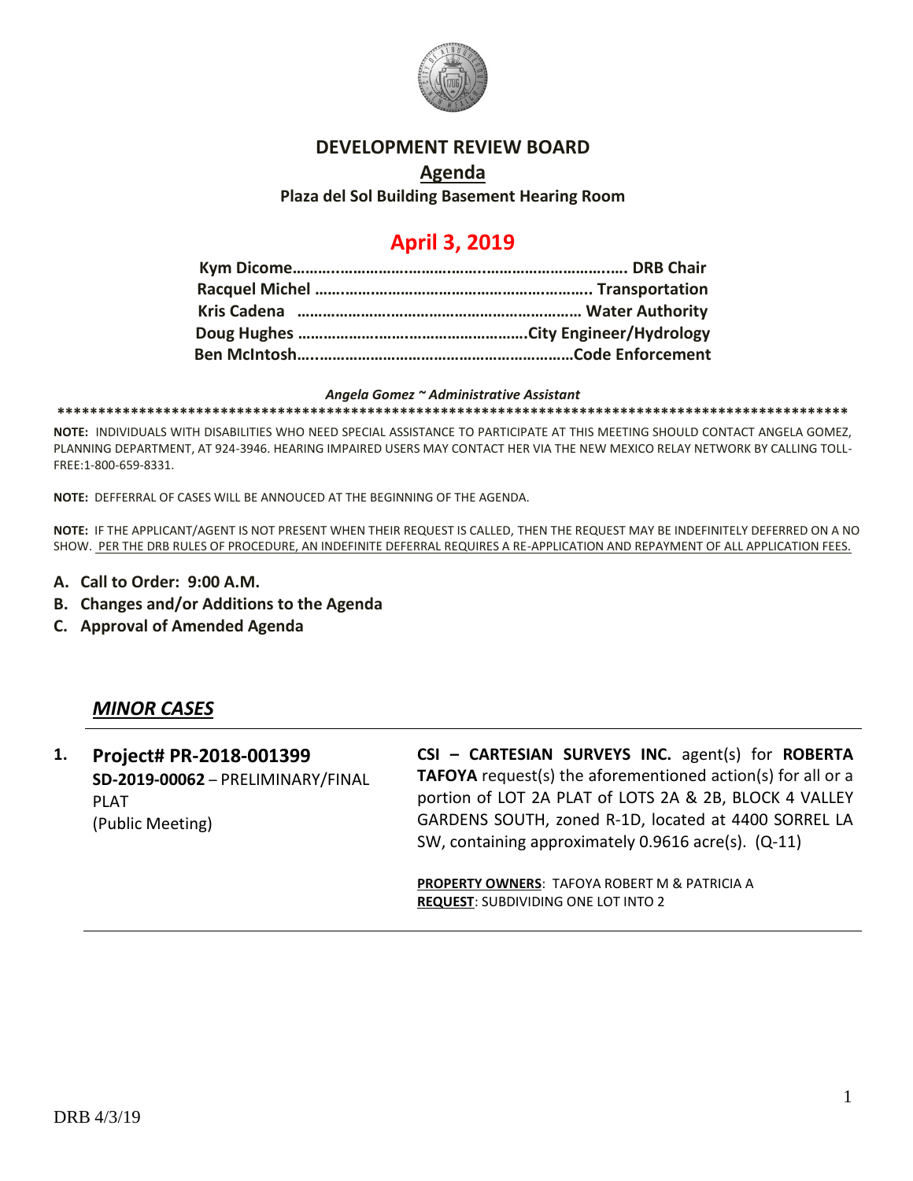# DEVELOPMENT REVIEW BOARD

## Agenda

**Plaza del Sol Building Basement Hearing Room**

# April 3, 2019

**Kym Dicome………..…………………………..………………………..…. DRB Chair**
**Racquel Michel ……………………………………………………….. Transportation**
**Kris Cadena ………………………………………………………… Water Authority**
**Doug Hughes …………………………………………….City Engineer/Hydrology**
**Ben McIntosh…..……………………………………………………Code Enforcement**

*Angela Gomez ~ Administrative Assistant*

\*\*\*\*\*\*\*\*\*\*\*\*\*\*\*\*\*\*\*\*\*\*\*\*\*\*\*\*\*\*\*\*\*\*\*\*\*\*\*\*\*\*\*\*\*\*\*\*\*\*\*\*\*\*\*\*\*\*\*\*\*\*\*\*\*\*\*\*\*\*\*\*\*\*\*\*\*\*\*\*\*\*\*\*\*\*\*\*\*\*\*\*\*\*\*\*\*\*\*\*

**NOTE:** INDIVIDUALS WITH DISABILITIES WHO NEED SPECIAL ASSISTANCE TO PARTICIPATE AT THIS MEETING SHOULD CONTACT ANGELA GOMEZ, PLANNING DEPARTMENT, AT 924-3946. HEARING IMPAIRED USERS MAY CONTACT HER VIA THE NEW MEXICO RELAY NETWORK BY CALLING TOLL-FREE:1-800-659-8331.

**NOTE:** DEFFERRAL OF CASES WILL BE ANNOUCED AT THE BEGINNING OF THE AGENDA.

**NOTE:** IF THE APPLICANT/AGENT IS NOT PRESENT WHEN THEIR REQUEST IS CALLED, THEN THE REQUEST MAY BE INDEFINITELY DEFERRED ON A NO SHOW. <u>PER THE DRB RULES OF PROCEDURE, AN INDEFINITE DEFERRAL REQUIRES A RE-APPLICATION AND REPAYMENT OF ALL APPLICATION FEES.</u>

**A. Call to Order: 9:00 A.M.**
**B. Changes and/or Additions to the Agenda**
**C. Approval of Amended Agenda**

## *MINOR CASES*

**1. Project# PR-2018-001399**
**SD-2019-00062** – PRELIMINARY/FINAL PLAT
(Public Meeting)

**CSI – CARTESIAN SURVEYS INC.** agent(s) for **ROBERTA TAFOYA** request(s) the aforementioned action(s) for all or a portion of LOT 2A PLAT of LOTS 2A & 2B, BLOCK 4 VALLEY GARDENS SOUTH, zoned R-1D, located at 4400 SORREL LA SW, containing approximately 0.9616 acre(s). (Q-11)

**PROPERTY OWNERS**: TAFOYA ROBERT M & PATRICIA A
**REQUEST**: SUBDIVIDING ONE LOT INTO 2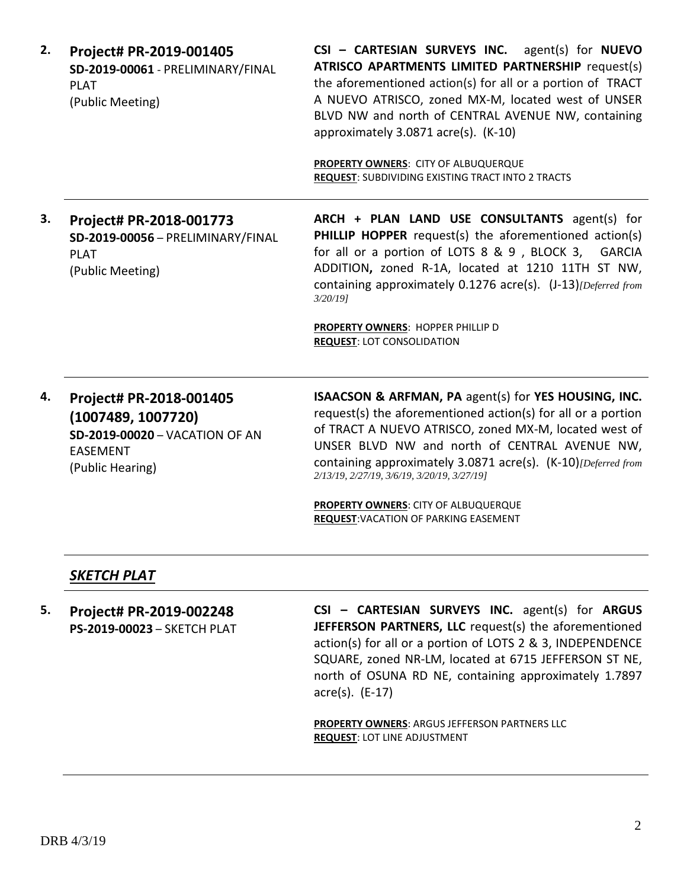2. **Project# PR-2019-001405**
**SD-2019-00061** - PRELIMINARY/FINAL PLAT
(Public Meeting)

**CSI – CARTESIAN SURVEYS INC.** agent(s) for **NUEVO ATRISCO APARTMENTS LIMITED PARTNERSHIP** request(s) the aforementioned action(s) for all or a portion of TRACT A NUEVO ATRISCO, zoned MX-M, located west of UNSER BLVD NW and north of CENTRAL AVENUE NW, containing approximately 3.0871 acre(s). (K-10)

**PROPERTY OWNERS**: CITY OF ALBUQUERQUE
**REQUEST**: SUBDIVIDING EXISTING TRACT INTO 2 TRACTS

---

3. **Project# PR-2018-001773**
**SD-2019-00056** – PRELIMINARY/FINAL PLAT
(Public Meeting)

**ARCH + PLAN LAND USE CONSULTANTS** agent(s) for **PHILLIP HOPPER** request(s) the aforementioned action(s) for all or a portion of LOTS 8 & 9 , BLOCK 3, GARCIA ADDITION**,** zoned R-1A, located at 1210 11TH ST NW, containing approximately 0.1276 acre(s). (J-13)*[Deferred from 3/20/19]*

**PROPERTY OWNERS**: HOPPER PHILLIP D
**REQUEST**: LOT CONSOLIDATION

---

4. **Project# PR-2018-001405 (1007489, 1007720)**
**SD-2019-00020** – VACATION OF AN EASEMENT
(Public Hearing)

**ISAACSON & ARFMAN, PA** agent(s) for **YES HOUSING, INC.** request(s) the aforementioned action(s) for all or a portion of TRACT A NUEVO ATRISCO, zoned MX-M, located west of UNSER BLVD NW and north of CENTRAL AVENUE NW, containing approximately 3.0871 acre(s). (K-10)*[Deferred from 2/13/19, 2/27/19, 3/6/19, 3/20/19, 3/27/19]*

**PROPERTY OWNERS**: CITY OF ALBUQUERQUE
**REQUEST**:VACATION OF PARKING EASEMENT

---

## ***SKETCH PLAT***

5. **Project# PR-2019-002248**
**PS-2019-00023** – SKETCH PLAT

**CSI – CARTESIAN SURVEYS INC.** agent(s) for **ARGUS JEFFERSON PARTNERS, LLC** request(s) the aforementioned action(s) for all or a portion of LOTS 2 & 3, INDEPENDENCE SQUARE, zoned NR-LM, located at 6715 JEFFERSON ST NE, north of OSUNA RD NE, containing approximately 1.7897 acre(s). (E-17)

**PROPERTY OWNERS**: ARGUS JEFFERSON PARTNERS LLC
**REQUEST**: LOT LINE ADJUSTMENT

---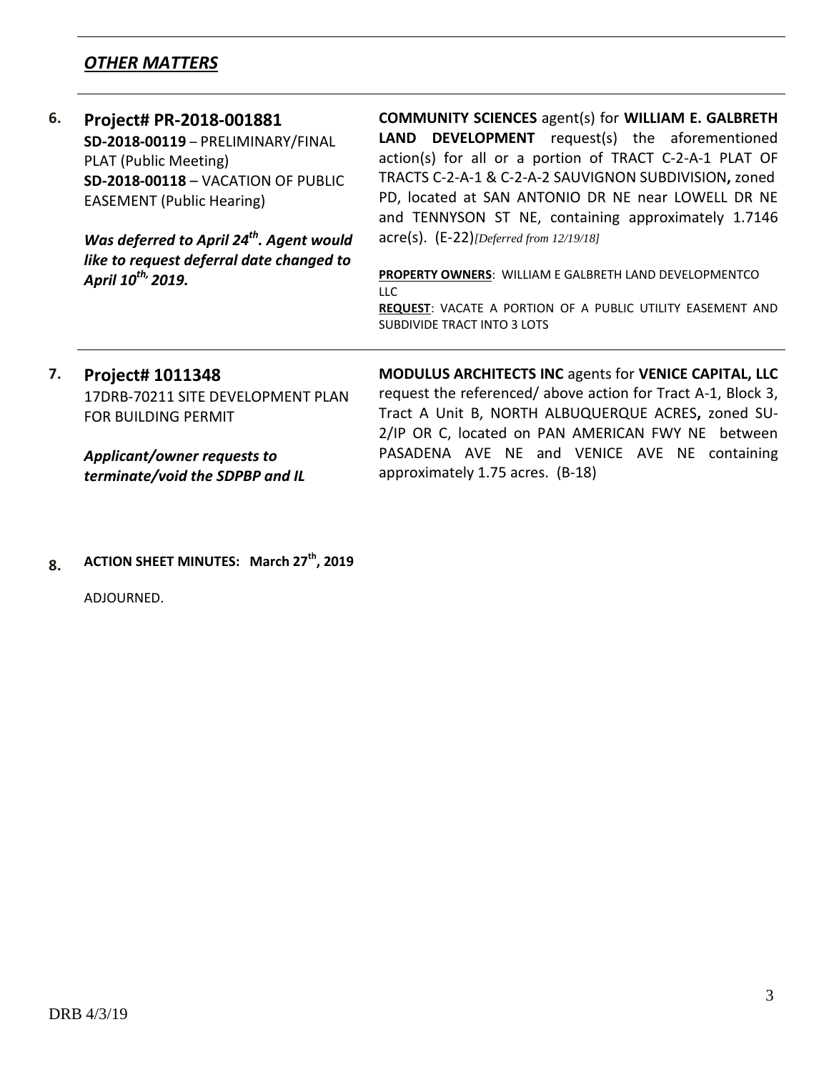## *OTHER MATTERS*

**6. Project# PR-2018-001881**

**SD-2018-00119** – PRELIMINARY/FINAL PLAT (Public Meeting)

**SD-2018-00118** – VACATION OF PUBLIC EASEMENT (Public Hearing)

***Was deferred to April 24th. Agent would like to request deferral date changed to April 10th, 2019.***

**COMMUNITY SCIENCES** agent(s) for **WILLIAM E. GALBRETH LAND DEVELOPMENT** request(s) the aforementioned action(s) for all or a portion of TRACT C-2-A-1 PLAT OF TRACTS C-2-A-1 & C-2-A-2 SAUVIGNON SUBDIVISION**,** zoned PD, located at SAN ANTONIO DR NE near LOWELL DR NE and TENNYSON ST NE, containing approximately 1.7146 acre(s). (E-22)*[Deferred from 12/19/18]*

**PROPERTY OWNERS**: WILLIAM E GALBRETH LAND DEVELOPMENTCO LLC

**REQUEST**: VACATE A PORTION OF A PUBLIC UTILITY EASEMENT AND SUBDIVIDE TRACT INTO 3 LOTS

---

**7. Project# 1011348**

17DRB-70211 SITE DEVELOPMENT PLAN FOR BUILDING PERMIT

***Applicant/owner requests to terminate/void the SDPBP and IL***

**MODULUS ARCHITECTS INC** agents for **VENICE CAPITAL, LLC** request the referenced/ above action for Tract A-1, Block 3, Tract A Unit B, NORTH ALBUQUERQUE ACRES**,** zoned SU-2/IP OR C, located on PAN AMERICAN FWY NE between PASADENA AVE NE and VENICE AVE NE containing approximately 1.75 acres. (B-18)

**8. ACTION SHEET MINUTES: March 27th, 2019**

ADJOURNED.